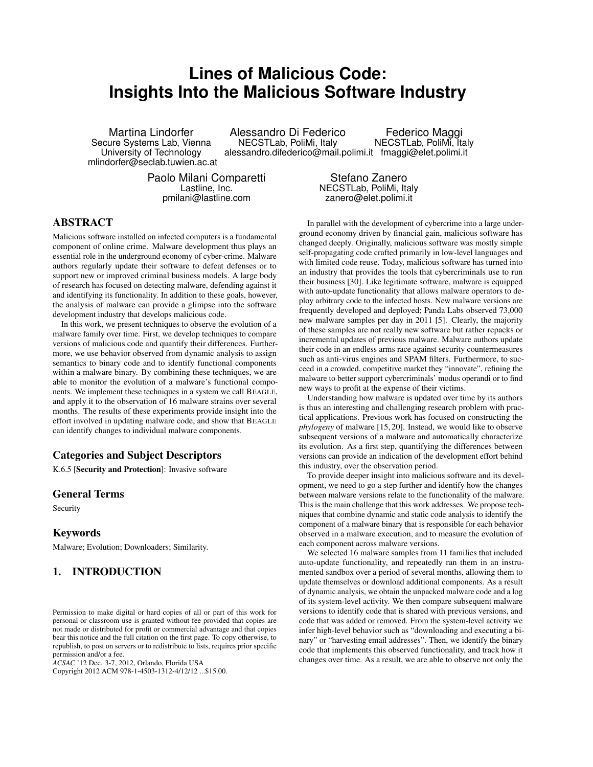# Lines of Malicious Code: Insights Into the Malicious Software Industry

Martina Lindorfer
Secure Systems Lab, Vienna University of Technology
mlindorfer@seclab.tuwien.ac.at

Alessandro Di Federico
NECSTLab, PoliMi, Italy
alessandro.difederico@mail.polimi.it

Federico Maggi
NECSTLab, PoliMi, Italy
fmaggi@elet.polimi.it

Paolo Milani Comparetti
Lastline, Inc.
pmilani@lastline.com

Stefano Zanero
NECSTLab, PoliMi, Italy
zanero@elet.polimi.it

## ABSTRACT

Malicious software installed on infected computers is a fundamental component of online crime. Malware development thus plays an essential role in the underground economy of cyber-crime. Malware authors regularly update their software to defeat defenses or to support new or improved criminal business models. A large body of research has focused on detecting malware, defending against it and identifying its functionality. In addition to these goals, however, the analysis of malware can provide a glimpse into the software development industry that develops malicious code.

In this work, we present techniques to observe the evolution of a malware family over time. First, we develop techniques to compare versions of malicious code and quantify their differences. Furthermore, we use behavior observed from dynamic analysis to assign semantics to binary code and to identify functional components within a malware binary. By combining these techniques, we are able to monitor the evolution of a malware's functional components. We implement these techniques in a system we call BEAGLE, and apply it to the observation of 16 malware strains over several months. The results of these experiments provide insight into the effort involved in updating malware code, and show that BEAGLE can identify changes to individual malware components.

### Categories and Subject Descriptors

K.6.5 [**Security and Protection**]: Invasive software

### General Terms

Security

### Keywords

Malware; Evolution; Downloaders; Similarity.

## 1. INTRODUCTION

Permission to make digital or hard copies of all or part of this work for personal or classroom use is granted without fee provided that copies are not made or distributed for profit or commercial advantage and that copies bear this notice and the full citation on the first page. To copy otherwise, to republish, to post on servers or to redistribute to lists, requires prior specific permission and/or a fee.
*ACSAC* '12 Dec. 3-7, 2012, Orlando, Florida USA
Copyright 2012 ACM 978-1-4503-1312-4/12/12 ...$15.00.

In parallel with the development of cybercrime into a large underground economy driven by financial gain, malicious software has changed deeply. Originally, malicious software was mostly simple self-propagating code crafted primarily in low-level languages and with limited code reuse. Today, malicious software has turned into an industry that provides the tools that cybercriminals use to run their business [30]. Like legitimate software, malware is equipped with auto-update functionality that allows malware operators to deploy arbitrary code to the infected hosts. New malware versions are frequently developed and deployed; Panda Labs observed 73,000 new malware samples per day in 2011 [5]. Clearly, the majority of these samples are not really new software but rather repacks or incremental updates of previous malware. Malware authors update their code in an endless arms race against security countermeasures such as anti-virus engines and SPAM filters. Furthermore, to succeed in a crowded, competitive market they "innovate", refining the malware to better support cybercriminals' modus operandi or to find new ways to profit at the expense of their victims.

Understanding how malware is updated over time by its authors is thus an interesting and challenging research problem with practical applications. Previous work has focused on constructing the *phylogeny* of malware [15, 20]. Instead, we would like to observe subsequent versions of a malware and automatically characterize its evolution. As a first step, quantifying the differences between versions can provide an indication of the development effort behind this industry, over the observation period.

To provide deeper insight into malicious software and its development, we need to go a step further and identify how the changes between malware versions relate to the functionality of the malware. This is the main challenge that this work addresses. We propose techniques that combine dynamic and static code analysis to identify the component of a malware binary that is responsible for each behavior observed in a malware execution, and to measure the evolution of each component across malware versions.

We selected 16 malware samples from 11 families that included auto-update functionality, and repeatedly ran them in an instrumented sandbox over a period of several months, allowing them to update themselves or download additional components. As a result of dynamic analysis, we obtain the unpacked malware code and a log of its system-level activity. We then compare subsequent malware versions to identify code that is shared with previous versions, and code that was added or removed. From the system-level activity we infer high-level behavior such as "downloading and executing a binary" or "harvesting email addresses". Then, we identify the binary code that implements this observed functionality, and track how it changes over time. As a result, we are able to observe not only the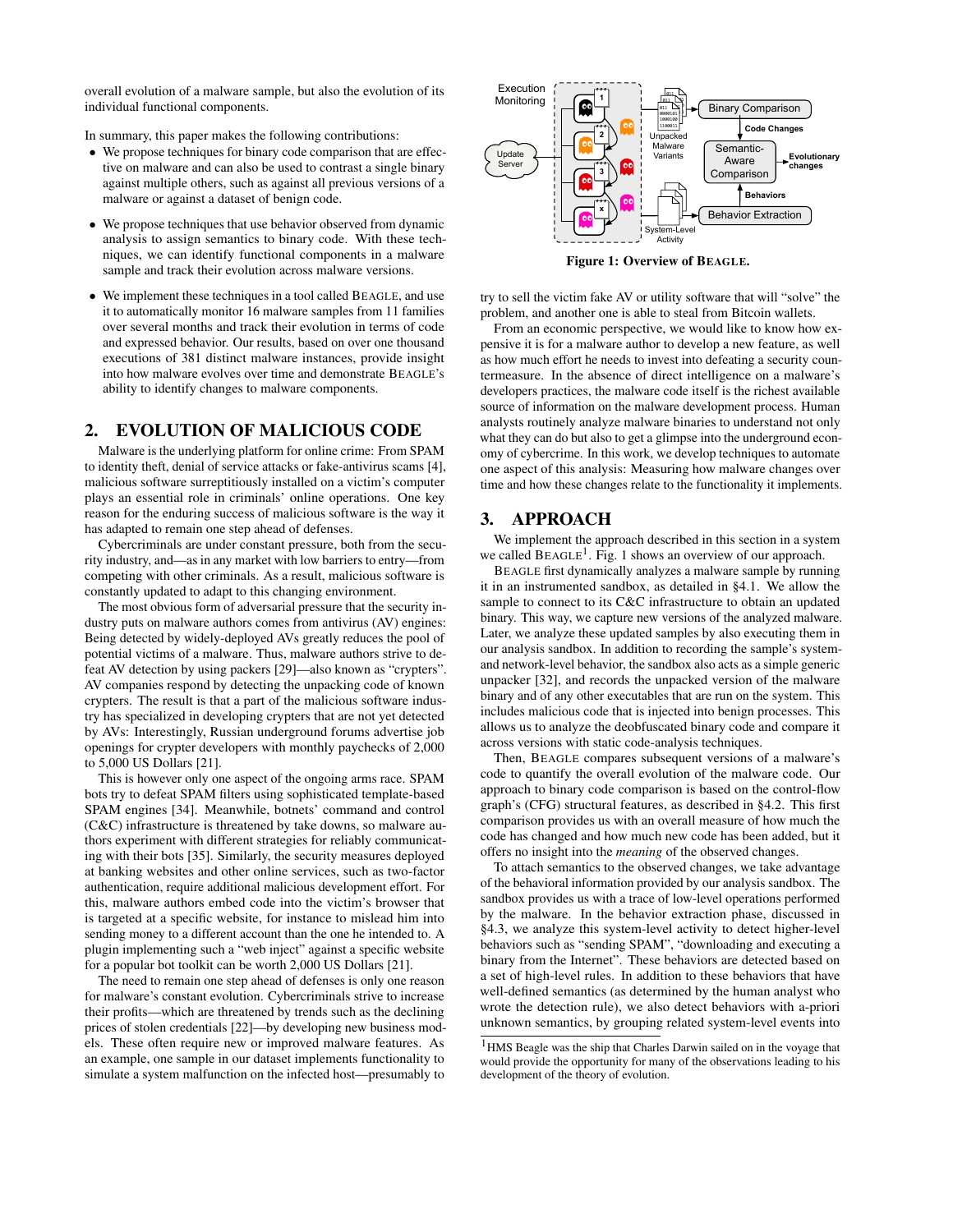overall evolution of a malware sample, but also the evolution of its individual functional components.

In summary, this paper makes the following contributions:

- We propose techniques for binary code comparison that are effective on malware and can also be used to contrast a single binary against multiple others, such as against all previous versions of a malware or against a dataset of benign code.
- We propose techniques that use behavior observed from dynamic analysis to assign semantics to binary code. With these techniques, we can identify functional components in a malware sample and track their evolution across malware versions.
- We implement these techniques in a tool called BEAGLE, and use it to automatically monitor 16 malware samples from 11 families over several months and track their evolution in terms of code and expressed behavior. Our results, based on over one thousand executions of 381 distinct malware instances, provide insight into how malware evolves over time and demonstrate BEAGLE's ability to identify changes to malware components.

## 2. EVOLUTION OF MALICIOUS CODE

Malware is the underlying platform for online crime: From SPAM to identity theft, denial of service attacks or fake-antivirus scams [4], malicious software surreptitiously installed on a victim's computer plays an essential role in criminals' online operations. One key reason for the enduring success of malicious software is the way it has adapted to remain one step ahead of defenses.

Cybercriminals are under constant pressure, both from the security industry, and—as in any market with low barriers to entry—from competing with other criminals. As a result, malicious software is constantly updated to adapt to this changing environment.

The most obvious form of adversarial pressure that the security industry puts on malware authors comes from antivirus (AV) engines: Being detected by widely-deployed AVs greatly reduces the pool of potential victims of a malware. Thus, malware authors strive to defeat AV detection by using packers [29]—also known as "crypters". AV companies respond by detecting the unpacking code of known crypters. The result is that a part of the malicious software industry has specialized in developing crypters that are not yet detected by AVs: Interestingly, Russian underground forums advertise job openings for crypter developers with monthly paychecks of 2,000 to 5,000 US Dollars [21].

This is however only one aspect of the ongoing arms race. SPAM bots try to defeat SPAM filters using sophisticated template-based SPAM engines [34]. Meanwhile, botnets' command and control (C&C) infrastructure is threatened by take downs, so malware authors experiment with different strategies for reliably communicating with their bots [35]. Similarly, the security measures deployed at banking websites and other online services, such as two-factor authentication, require additional malicious development effort. For this, malware authors embed code into the victim's browser that is targeted at a specific website, for instance to mislead him into sending money to a different account than the one he intended to. A plugin implementing such a "web inject" against a specific website for a popular bot toolkit can be worth 2,000 US Dollars [21].

The need to remain one step ahead of defenses is only one reason for malware's constant evolution. Cybercriminals strive to increase their profits—which are threatened by trends such as the declining prices of stolen credentials [22]—by developing new business models. These often require new or improved malware features. As an example, one sample in our dataset implements functionality to simulate a system malfunction on the infected host—presumably to try to sell the victim fake AV or utility software that will "solve" the problem, and another one is able to steal from Bitcoin wallets.

From an economic perspective, we would like to know how expensive it is for a malware author to develop a new feature, as well as how much effort he needs to invest into defeating a security countermeasure. In the absence of direct intelligence on a malware's developers practices, the malware code itself is the richest available source of information on the malware development process. Human analysts routinely analyze malware binaries to understand not only what they can do but also to get a glimpse into the underground economy of cybercrime. In this work, we develop techniques to automate one aspect of this analysis: Measuring how malware changes over time and how these changes relate to the functionality it implements.

**Figure 1: Overview of BEAGLE.**

## 3. APPROACH

We implement the approach described in this section in a system we called BEAGLE[1]. Fig. 1 shows an overview of our approach.

BEAGLE first dynamically analyzes a malware sample by running it in an instrumented sandbox, as detailed in §4.1. We allow the sample to connect to its C&C infrastructure to obtain an updated binary. This way, we capture new versions of the analyzed malware. Later, we analyze these updated samples by also executing them in our analysis sandbox. In addition to recording the sample's system- and network-level behavior, the sandbox also acts as a simple generic unpacker [32], and records the unpacked version of the malware binary and of any other executables that are run on the system. This includes malicious code that is injected into benign processes. This allows us to analyze the deobfuscated binary code and compare it across versions with static code-analysis techniques.

Then, BEAGLE compares subsequent versions of a malware's code to quantify the overall evolution of the malware code. Our approach to binary code comparison is based on the control-flow graph's (CFG) structural features, as described in §4.2. This first comparison provides us with an overall measure of how much the code has changed and how much new code has been added, but it offers no insight into the *meaning* of the observed changes.

To attach semantics to the observed changes, we take advantage of the behavioral information provided by our analysis sandbox. The sandbox provides us with a trace of low-level operations performed by the malware. In the behavior extraction phase, discussed in §4.3, we analyze this system-level activity to detect higher-level behaviors such as "sending SPAM", "downloading and executing a binary from the Internet". These behaviors are detected based on a set of high-level rules. In addition to these behaviors that have well-defined semantics (as determined by the human analyst who wrote the detection rule), we also detect behaviors with a-priori unknown semantics, by grouping related system-level events into

[1] HMS Beagle was the ship that Charles Darwin sailed on in the voyage that would provide the opportunity for many of the observations leading to his development of the theory of evolution.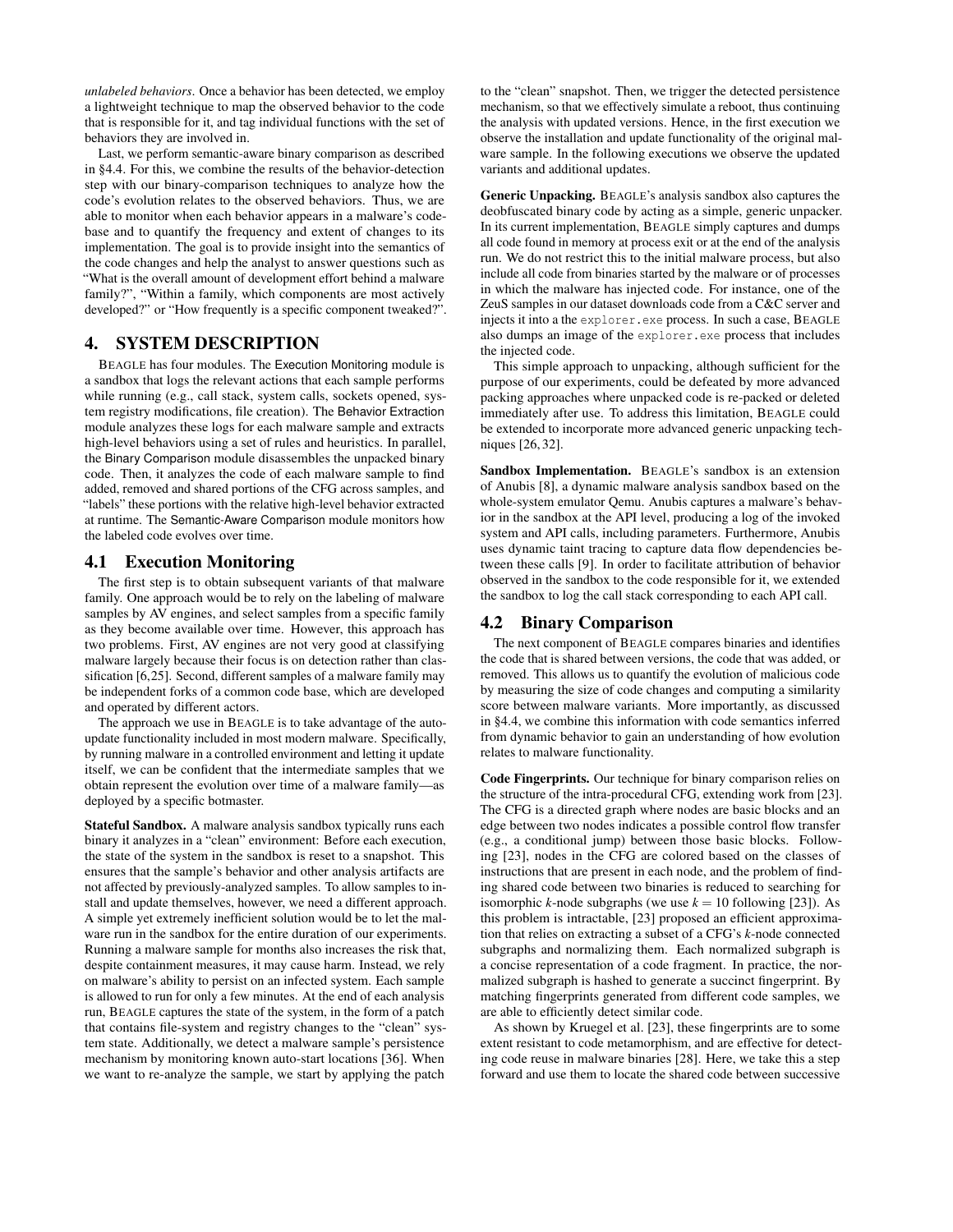*unlabeled behaviors*. Once a behavior has been detected, we employ a lightweight technique to map the observed behavior to the code that is responsible for it, and tag individual functions with the set of behaviors they are involved in.

Last, we perform semantic-aware binary comparison as described in §4.4. For this, we combine the results of the behavior-detection step with our binary-comparison techniques to analyze how the code's evolution relates to the observed behaviors. Thus, we are able to monitor when each behavior appears in a malware's codebase and to quantify the frequency and extent of changes to its implementation. The goal is to provide insight into the semantics of the code changes and help the analyst to answer questions such as "What is the overall amount of development effort behind a malware family?", "Within a family, which components are most actively developed?" or "How frequently is a specific component tweaked?".

## 4. SYSTEM DESCRIPTION

BEAGLE has four modules. The Execution Monitoring module is a sandbox that logs the relevant actions that each sample performs while running (e.g., call stack, system calls, sockets opened, system registry modifications, file creation). The Behavior Extraction module analyzes these logs for each malware sample and extracts high-level behaviors using a set of rules and heuristics. In parallel, the Binary Comparison module disassembles the unpacked binary code. Then, it analyzes the code of each malware sample to find added, removed and shared portions of the CFG across samples, and "labels" these portions with the relative high-level behavior extracted at runtime. The Semantic-Aware Comparison module monitors how the labeled code evolves over time.

### 4.1 Execution Monitoring

The first step is to obtain subsequent variants of that malware family. One approach would be to rely on the labeling of malware samples by AV engines, and select samples from a specific family as they become available over time. However, this approach has two problems. First, AV engines are not very good at classifying malware largely because their focus is on detection rather than classification [6,25]. Second, different samples of a malware family may be independent forks of a common code base, which are developed and operated by different actors.

The approach we use in BEAGLE is to take advantage of the auto-update functionality included in most modern malware. Specifically, by running malware in a controlled environment and letting it update itself, we can be confident that the intermediate samples that we obtain represent the evolution over time of a malware family—as deployed by a specific botmaster.

**Stateful Sandbox.** A malware analysis sandbox typically runs each binary it analyzes in a "clean" environment: Before each execution, the state of the system in the sandbox is reset to a snapshot. This ensures that the sample's behavior and other analysis artifacts are not affected by previously-analyzed samples. To allow samples to install and update themselves, however, we need a different approach. A simple yet extremely inefficient solution would be to let the malware run in the sandbox for the entire duration of our experiments. Running a malware sample for months also increases the risk that, despite containment measures, it may cause harm. Instead, we rely on malware's ability to persist on an infected system. Each sample is allowed to run for only a few minutes. At the end of each analysis run, BEAGLE captures the state of the system, in the form of a patch that contains file-system and registry changes to the "clean" system state. Additionally, we detect a malware sample's persistence mechanism by monitoring known auto-start locations [36]. When we want to re-analyze the sample, we start by applying the patch to the "clean" snapshot. Then, we trigger the detected persistence mechanism, so that we effectively simulate a reboot, thus continuing the analysis with updated versions. Hence, in the first execution we observe the installation and update functionality of the original malware sample. In the following executions we observe the updated variants and additional updates.

**Generic Unpacking.** BEAGLE's analysis sandbox also captures the deobfuscated binary code by acting as a simple, generic unpacker. In its current implementation, BEAGLE simply captures and dumps all code found in memory at process exit or at the end of the analysis run. We do not restrict this to the initial malware process, but also include all code from binaries started by the malware or of processes in which the malware has injected code. For instance, one of the ZeuS samples in our dataset downloads code from a C&C server and injects it into a the `explorer.exe` process. In such a case, BEAGLE also dumps an image of the `explorer.exe` process that includes the injected code.

This simple approach to unpacking, although sufficient for the purpose of our experiments, could be defeated by more advanced packing approaches where unpacked code is re-packed or deleted immediately after use. To address this limitation, BEAGLE could be extended to incorporate more advanced generic unpacking techniques [26,32].

**Sandbox Implementation.** BEAGLE's sandbox is an extension of Anubis [8], a dynamic malware analysis sandbox based on the whole-system emulator Qemu. Anubis captures a malware's behavior in the sandbox at the API level, producing a log of the invoked system and API calls, including parameters. Furthermore, Anubis uses dynamic taint tracing to capture data flow dependencies between these calls [9]. In order to facilitate attribution of behavior observed in the sandbox to the code responsible for it, we extended the sandbox to log the call stack corresponding to each API call.

### 4.2 Binary Comparison

The next component of BEAGLE compares binaries and identifies the code that is shared between versions, the code that was added, or removed. This allows us to quantify the evolution of malicious code by measuring the size of code changes and computing a similarity score between malware variants. More importantly, as discussed in §4.4, we combine this information with code semantics inferred from dynamic behavior to gain an understanding of how evolution relates to malware functionality.

**Code Fingerprints.** Our technique for binary comparison relies on the structure of the intra-procedural CFG, extending work from [23]. The CFG is a directed graph where nodes are basic blocks and an edge between two nodes indicates a possible control flow transfer (e.g., a conditional jump) between those basic blocks. Following [23], nodes in the CFG are colored based on the classes of instructions that are present in each node, and the problem of finding shared code between two binaries is reduced to searching for isomorphic $k$-node subgraphs (we use $k = 10$ following [23]). As this problem is intractable, [23] proposed an efficient approximation that relies on extracting a subset of a CFG's $k$-node connected subgraphs and normalizing them. Each normalized subgraph is a concise representation of a code fragment. In practice, the normalized subgraph is hashed to generate a succinct fingerprint. By matching fingerprints generated from different code samples, we are able to efficiently detect similar code.

As shown by Kruegel et al. [23], these fingerprints are to some extent resistant to code metamorphism, and are effective for detecting code reuse in malware binaries [28]. Here, we take this a step forward and use them to locate the shared code between successive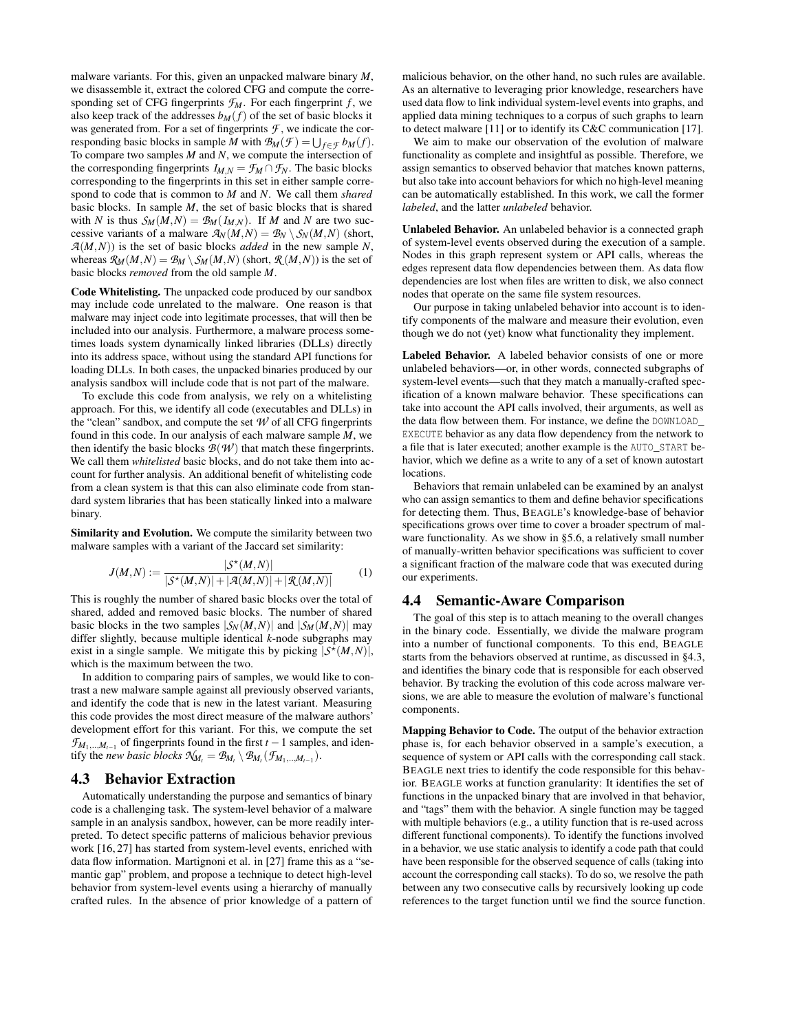malware variants. For this, given an unpacked malware binary $M$, we disassemble it, extract the colored CFG and compute the corresponding set of CFG fingerprints $\mathcal{F}_M$. For each fingerprint $f$, we also keep track of the addresses $b_M(f)$ of the set of basic blocks it was generated from. For a set of fingerprints $\mathcal{F}$, we indicate the corresponding basic blocks in sample $M$ with $\mathcal{B}_M(\mathcal{F}) = \bigcup_{f \in \mathcal{F}} b_M(f)$. To compare two samples $M$ and $N$, we compute the intersection of the corresponding fingerprints $I_{M,N} = \mathcal{F}_M \cap \mathcal{F}_N$. The basic blocks corresponding to the fingerprints in this set in either sample correspond to code that is common to $M$ and $N$. We call them *shared* basic blocks. In sample $M$, the set of basic blocks that is shared with $N$ is thus $\mathcal{S}_M(M,N) = \mathcal{B}_M(I_{M,N})$. If $M$ and $N$ are two successive variants of a malware $\mathcal{A}_N(M,N) = \mathcal{B}_N \setminus \mathcal{S}_N(M,N)$ (short, $\mathcal{A}(M,N)$) is the set of basic blocks *added* in the new sample $N$, whereas $\mathcal{R}_M(M,N) = \mathcal{B}_M \setminus \mathcal{S}_M(M,N)$ (short, $\mathcal{R}(M,N)$) is the set of basic blocks *removed* from the old sample $M$.

**Code Whitelisting.** The unpacked code produced by our sandbox may include code unrelated to the malware. One reason is that malware may inject code into legitimate processes, that will then be included into our analysis. Furthermore, a malware process sometimes loads system dynamically linked libraries (DLLs) directly into its address space, without using the standard API functions for loading DLLs. In both cases, the unpacked binaries produced by our analysis sandbox will include code that is not part of the malware.

To exclude this code from analysis, we rely on a whitelisting approach. For this, we identify all code (executables and DLLs) in the "clean" sandbox, and compute the set $\mathcal{W}$ of all CFG fingerprints found in this code. In our analysis of each malware sample $M$, we then identify the basic blocks $\mathcal{B}(\mathcal{W})$ that match these fingerprints. We call them *whitelisted* basic blocks, and do not take them into account for further analysis. An additional benefit of whitelisting code from a clean system is that this can also eliminate code from standard system libraries that has been statically linked into a malware binary.

**Similarity and Evolution.** We compute the similarity between two malware samples with a variant of the Jaccard set similarity:

$$J(M,N) := \frac{|\mathcal{S}^\star(M,N)|}{|\mathcal{S}^\star(M,N)| + |\mathcal{A}(M,N)| + |\mathcal{R}(M,N)|} \quad (1)$$

This is roughly the number of shared basic blocks over the total of shared, added and removed basic blocks. The number of shared basic blocks in the two samples $|\mathcal{S}_N(M,N)|$ and $|\mathcal{S}_M(M,N)|$ may differ slightly, because multiple identical $k$-node subgraphs may exist in a single sample. We mitigate this by picking $|\mathcal{S}^\star(M,N)|$, which is the maximum between the two.

In addition to comparing pairs of samples, we would like to contrast a new malware sample against all previously observed variants, and identify the code that is new in the latest variant. Measuring this code provides the most direct measure of the malware authors' development effort for this variant. For this, we compute the set $\mathcal{F}_{M_1,\ldots,M_{t-1}}$ of fingerprints found in the first $t-1$ samples, and identify the *new basic blocks* $\mathcal{N}_{M_t} = \mathcal{B}_{M_t} \setminus \mathcal{B}_{M_t}(\mathcal{F}_{M_1,\ldots,M_{t-1}})$.

## 4.3 Behavior Extraction

Automatically understanding the purpose and semantics of binary code is a challenging task. The system-level behavior of a malware sample in an analysis sandbox, however, can be more readily interpreted. To detect specific patterns of malicious behavior previous work [16, 27] has started from system-level events, enriched with data flow information. Martignoni et al. in [27] frame this as a "semantic gap" problem, and propose a technique to detect high-level behavior from system-level events using a hierarchy of manually crafted rules. In the absence of prior knowledge of a pattern of malicious behavior, on the other hand, no such rules are available. As an alternative to leveraging prior knowledge, researchers have used data flow to link individual system-level events into graphs, and applied data mining techniques to a corpus of such graphs to learn to detect malware [11] or to identify its C&C communication [17].

We aim to make our observation of the evolution of malware functionality as complete and insightful as possible. Therefore, we assign semantics to observed behavior that matches known patterns, but also take into account behaviors for which no high-level meaning can be automatically established. In this work, we call the former *labeled*, and the latter *unlabeled* behavior.

**Unlabeled Behavior.** An unlabeled behavior is a connected graph of system-level events observed during the execution of a sample. Nodes in this graph represent system or API calls, whereas the edges represent data flow dependencies between them. As data flow dependencies are lost when files are written to disk, we also connect nodes that operate on the same file system resources.

Our purpose in taking unlabeled behavior into account is to identify components of the malware and measure their evolution, even though we do not (yet) know what functionality they implement.

**Labeled Behavior.** A labeled behavior consists of one or more unlabeled behaviors—or, in other words, connected subgraphs of system-level events—such that they match a manually-crafted specification of a known malware behavior. These specifications can take into account the API calls involved, their arguments, as well as the data flow between them. For instance, we define the `DOWNLOAD_EXECUTE` behavior as any data flow dependency from the network to a file that is later executed; another example is the `AUTO_START` behavior, which we define as a write to any of a set of known autostart locations.

Behaviors that remain unlabeled can be examined by an analyst who can assign semantics to them and define behavior specifications for detecting them. Thus, BEAGLE's knowledge-base of behavior specifications grows over time to cover a broader spectrum of malware functionality. As we show in §5.6, a relatively small number of manually-written behavior specifications was sufficient to cover a significant fraction of the malware code that was executed during our experiments.

## 4.4 Semantic-Aware Comparison

The goal of this step is to attach meaning to the overall changes in the binary code. Essentially, we divide the malware program into a number of functional components. To this end, BEAGLE starts from the behaviors observed at runtime, as discussed in §4.3, and identifies the binary code that is responsible for each observed behavior. By tracking the evolution of this code across malware versions, we are able to measure the evolution of malware's functional components.

**Mapping Behavior to Code.** The output of the behavior extraction phase is, for each behavior observed in a sample's execution, a sequence of system or API calls with the corresponding call stack. BEAGLE next tries to identify the code responsible for this behavior. BEAGLE works at function granularity: It identifies the set of functions in the unpacked binary that are involved in that behavior, and "tags" them with the behavior. A single function may be tagged with multiple behaviors (e.g., a utility function that is re-used across different functional components). To identify the functions involved in a behavior, we use static analysis to identify a code path that could have been responsible for the observed sequence of calls (taking into account the corresponding call stacks). To do so, we resolve the path between any two consecutive calls by recursively looking up code references to the target function until we find the source function.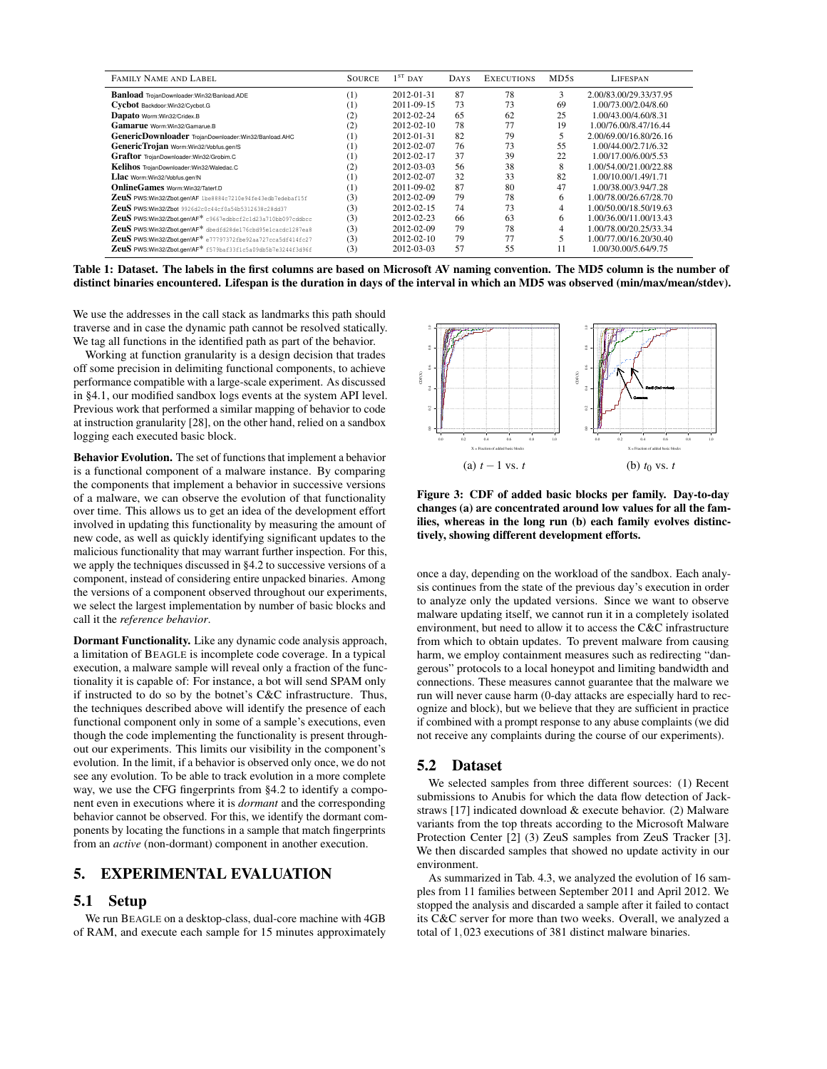| FAMILY NAME AND LABEL | SOURCE | $1^{ST}$ DAY | DAYS | EXECUTIONS | MD5S | LIFESPAN |
|---|---|---|---|---|---|---|
| **Banload** TrojanDownloader:Win32/Banload.ADE | (1) | 2012-01-31 | 87 | 78 | 3 | 2.00/83.00/29.33/37.95 |
| **Cycbot** Backdoor:Win32/Cycbot.G | (1) | 2011-09-15 | 73 | 73 | 69 | 1.00/73.00/2.04/8.60 |
| **Dapato** Worm:Win32/Cridex.B | (2) | 2012-02-24 | 65 | 62 | 25 | 1.00/43.00/4.60/8.31 |
| **Gamarue** Worm:Win32/Gamarue.B | (2) | 2012-02-10 | 78 | 77 | 19 | 1.00/76.00/8.47/16.44 |
| **GenericDownloader** TrojanDownloader:Win32/Banload.AHC | (1) | 2012-01-31 | 82 | 79 | 5 | 2.00/69.00/16.80/26.16 |
| **GenericTrojan** Worm:Win32/Vobfus.gen!S | (1) | 2012-02-07 | 76 | 73 | 55 | 1.00/44.00/2.71/6.32 |
| **Graftor** TrojanDownloader:Win32/Grobim.C | (1) | 2012-02-17 | 37 | 39 | 22 | 1.00/17.00/6.00/5.53 |
| **Kelihos** TrojanDownloader:Win32/Waledac.C | (2) | 2012-03-03 | 56 | 38 | 8 | 1.00/54.00/21.00/22.88 |
| **Llac** Worm:Win32/Vobfus.gen!N | (1) | 2012-02-07 | 32 | 33 | 82 | 1.00/10.00/1.49/1.71 |
| **OnlineGames** Worm:Win32/Taterf.D | (1) | 2011-09-02 | 87 | 80 | 47 | 1.00/38.00/3.94/7.28 |
| **ZeuS** PWS:Win32/Zbot.gen!AF 1be8884c7210e94fe43edb7edebaf15f | (3) | 2012-02-09 | 79 | 78 | 6 | 1.00/78.00/26.67/28.70 |
| **ZeuS** PWS:Win32/Zbot 9926d2c0c44cf0a54b5312638c28dd37 | (3) | 2012-02-15 | 74 | 73 | 4 | 1.00/50.00/18.50/19.63 |
| **ZeuS** PWS:Win32/Zbot.gen!AF* c9667edbbcf2c1d23a710bb097cddbcc | (3) | 2012-02-23 | 66 | 63 | 6 | 1.00/36.00/11.00/13.43 |
| **ZeuS** PWS:Win32/Zbot.gen!AF* dbedfd28de176cbd95e1cacdc1287ea8 | (3) | 2012-02-09 | 79 | 78 | 4 | 1.00/78.00/20.25/33.34 |
| **ZeuS** PWS:Win32/Zbot.gen!AF* e77797372fbe92aa727cca5df414fc27 | (3) | 2012-02-10 | 79 | 77 | 5 | 1.00/77.00/16.20/30.40 |
| **ZeuS** PWS:Win32/Zbot.gen!AF* f579baf33f1c5a09db5b7e3244f3d96f | (3) | 2012-03-03 | 57 | 55 | 11 | 1.00/30.00/5.64/9.75 |

**Table 1: Dataset. The labels in the first columns are based on Microsoft AV naming convention. The MD5 column is the number of distinct binaries encountered. Lifespan is the duration in days of the interval in which an MD5 was observed (min/max/mean/stdev).**

We use the addresses in the call stack as landmarks this path should traverse and in case the dynamic path cannot be resolved statically. We tag all functions in the identified path as part of the behavior.

Working at function granularity is a design decision that trades off some precision in delimiting functional components, to achieve performance compatible with a large-scale experiment. As discussed in §4.1, our modified sandbox logs events at the system API level. Previous work that performed a similar mapping of behavior to code at instruction granularity [28], on the other hand, relied on a sandbox logging each executed basic block.

**Behavior Evolution.** The set of functions that implement a behavior is a functional component of a malware instance. By comparing the components that implement a behavior in successive versions of a malware, we can observe the evolution of that functionality over time. This allows us to get an idea of the development effort involved in updating this functionality by measuring the amount of new code, as well as quickly identifying significant updates to the malicious functionality that may warrant further inspection. For this, we apply the techniques discussed in §4.2 to successive versions of a component, instead of considering entire unpacked binaries. Among the versions of a component observed throughout our experiments, we select the largest implementation by number of basic blocks and call it the *reference behavior*.

**Dormant Functionality.** Like any dynamic code analysis approach, a limitation of BEAGLE is incomplete code coverage. In a typical execution, a malware sample will reveal only a fraction of the functionality it is capable of: For instance, a bot will send SPAM only if instructed to do so by the botnet's C&C infrastructure. Thus, the techniques described above will identify the presence of each functional component only in some of a sample's executions, even though the code implementing the functionality is present throughout our experiments. This limits our visibility in the component's evolution. In the limit, if a behavior is observed only once, we do not see any evolution. To be able to track evolution in a more complete way, we use the CFG fingerprints from §4.2 to identify a component even in executions where it is *dormant* and the corresponding behavior cannot be observed. For this, we identify the dormant components by locating the functions in a sample that match fingerprints from an *active* (non-dormant) component in another execution.

## 5. EXPERIMENTAL EVALUATION

### 5.1 Setup

We run BEAGLE on a desktop-class, dual-core machine with 4GB of RAM, and execute each sample for 15 minutes approximately once a day, depending on the workload of the sandbox. Each analysis continues from the state of the previous day's execution in order to analyze only the updated versions. Since we want to observe malware updating itself, we cannot run it in a completely isolated environment, but need to allow it to access the C&C infrastructure from which to obtain updates. To prevent malware from causing harm, we employ containment measures such as redirecting "dangerous" protocols to a local honeypot and limiting bandwidth and connections. These measures cannot guarantee that the malware we run will never cause harm (0-day attacks are especially hard to recognize and block), but we believe that they are sufficient in practice if combined with a prompt response to any abuse complaints (we did not receive any complaints during the course of our experiments).

X = Fraction of added basic blocks
CDF(X)
ZeuS (2nd variant)
Gamarue

(a) $t-1$ vs. $t$ (b) $t_0$ vs. $t$

**Figure 3: CDF of added basic blocks per family. Day-to-day changes (a) are concentrated around low values for all the families, whereas in the long run (b) each family evolves distinctively, showing different development efforts.**

### 5.2 Dataset

We selected samples from three different sources: (1) Recent submissions to Anubis for which the data flow detection of Jackstraws [17] indicated download & execute behavior. (2) Malware variants from the top threats according to the Microsoft Malware Protection Center [2] (3) ZeuS samples from ZeuS Tracker [3]. We then discarded samples that showed no update activity in our environment.

As summarized in Tab. 4.3, we analyzed the evolution of 16 samples from 11 families between September 2011 and April 2012. We stopped the analysis and discarded a sample after it failed to contact its C&C server for more than two weeks. Overall, we analyzed a total of 1,023 executions of 381 distinct malware binaries.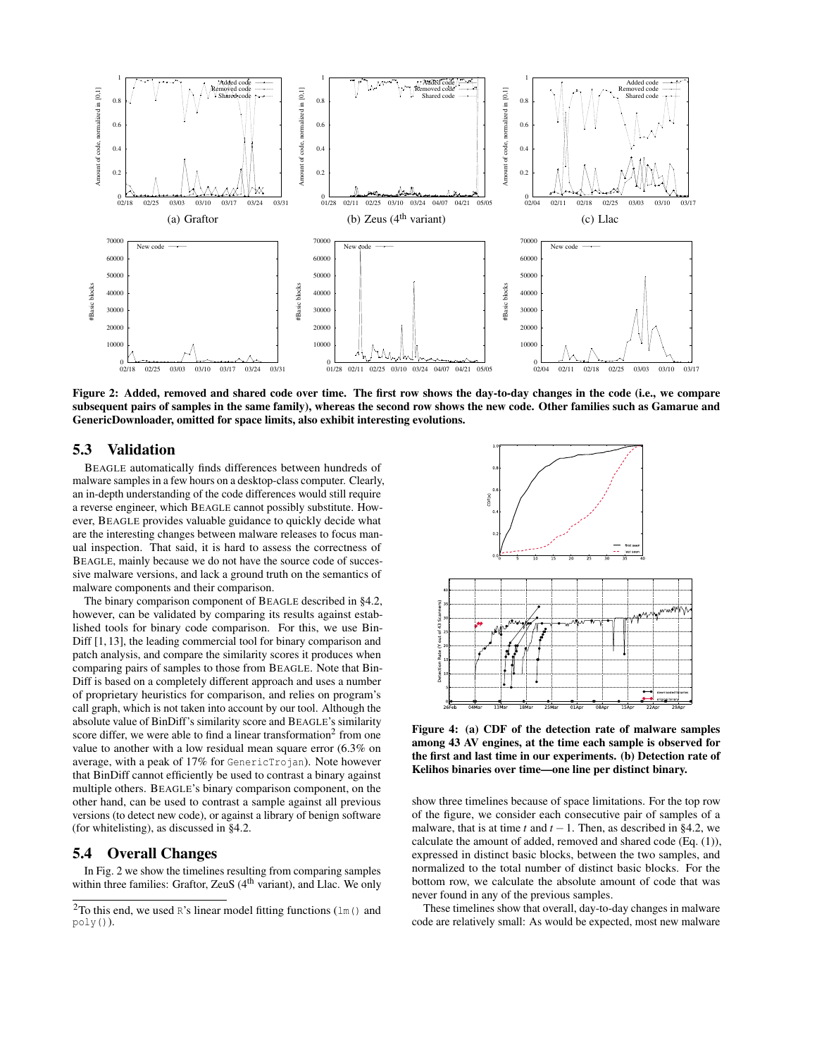**Figure 2: Added, removed and shared code over time. The first row shows the day-to-day changes in the code (i.e., we compare subsequent pairs of samples in the same family), whereas the second row shows the new code. Other families such as Gamarue and GenericDownloader, omitted for space limits, also exhibit interesting evolutions.**

## 5.3 Validation

BEAGLE automatically finds differences between hundreds of malware samples in a few hours on a desktop-class computer. Clearly, an in-depth understanding of the code differences would still require a reverse engineer, which BEAGLE cannot possibly substitute. However, BEAGLE provides valuable guidance to quickly decide what are the interesting changes between malware releases to focus manual inspection. That said, it is hard to assess the correctness of BEAGLE, mainly because we do not have the source code of successive malware versions, and lack a ground truth on the semantics of malware components and their comparison.

The binary comparison component of BEAGLE described in §4.2, however, can be validated by comparing its results against established tools for binary code comparison. For this, we use BinDiff [1, 13], the leading commercial tool for binary comparison and patch analysis, and compare the similarity scores it produces when comparing pairs of samples to those from BEAGLE. Note that BinDiff is based on a completely different approach and uses a number of proprietary heuristics for comparison, and relies on program's call graph, which is not taken into account by our tool. Although the absolute value of BinDiff's similarity score and BEAGLE's similarity score differ, we were able to find a linear transformation[2] from one value to another with a low residual mean square error (6.3% on average, with a peak of 17% for `GenericTrojan`). Note however that BinDiff cannot efficiently be used to contrast a binary against multiple others. BEAGLE's binary comparison component, on the other hand, can be used to contrast a sample against all previous versions (to detect new code), or against a library of benign software (for whitelisting), as discussed in §4.2.

## 5.4 Overall Changes

In Fig. 2 we show the timelines resulting from comparing samples within three families: Graftor, ZeuS (4[th] variant), and Llac. We only show three timelines because of space limitations. For the top row of the figure, we consider each consecutive pair of samples of a malware, that is at time $t$ and $t-1$. Then, as described in §4.2, we calculate the amount of added, removed and shared code (Eq. (1)), expressed in distinct basic blocks, between the two samples, and normalized to the total number of distinct basic blocks. For the bottom row, we calculate the absolute amount of code that was never found in any of the previous samples.

These timelines show that overall, day-to-day changes in malware code are relatively small: As would be expected, most new malware

**Figure 4: (a) CDF of the detection rate of malware samples among 43 AV engines, at the time each sample is observed for the first and last time in our experiments. (b) Detection rate of Kelihos binaries over time—one line per distinct binary.**

[2] To this end, we used `R`'s linear model fitting functions (`lm()` and `poly()`).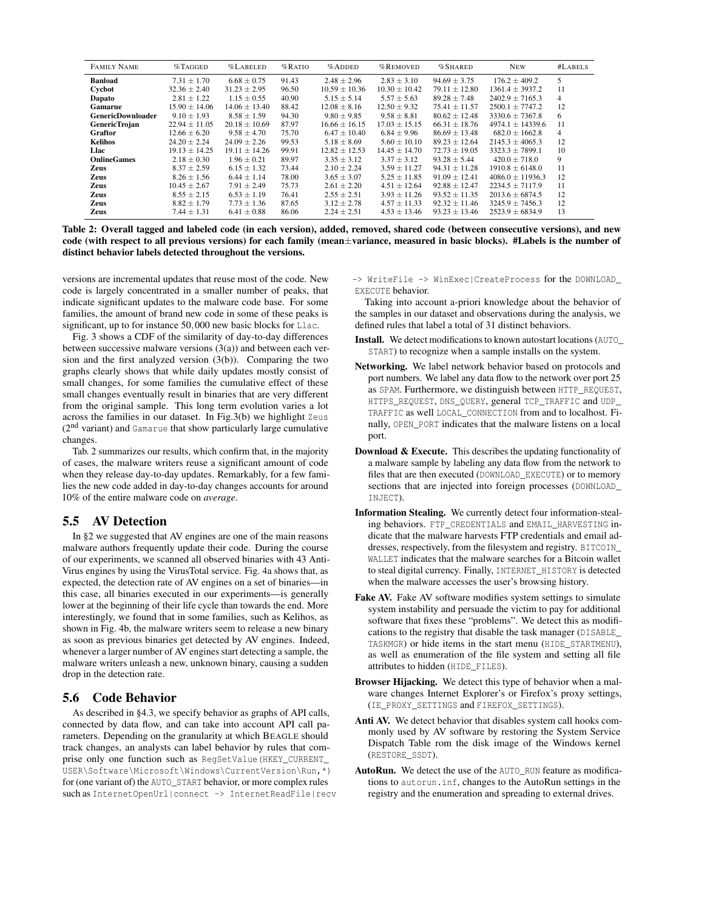| Family Name | %Tagged | %Labeled | %Ratio | %Added | %Removed | %Shared | New | #Labels |
|---|---|---|---|---|---|---|---|---|
| **Banload** | $7.31 \pm 1.70$ | $6.68 \pm 0.75$ | 91.43 | $2.48 \pm 2.96$ | $2.83 \pm 3.10$ | $94.69 \pm 3.75$ | $176.2 \pm 409.2$ | 5 |
| **Cycbot** | $32.36 \pm 2.40$ | $31.23 \pm 2.95$ | 96.50 | $10.59 \pm 10.36$ | $10.30 \pm 10.42$ | $79.11 \pm 12.80$ | $1361.4 \pm 3937.2$ | 11 |
| **Dapato** | $2.81 \pm 1.22$ | $1.15 \pm 0.55$ | 40.90 | $5.15 \pm 5.14$ | $5.57 \pm 5.63$ | $89.28 \pm 7.48$ | $2402.9 \pm 7165.3$ | 4 |
| **Gamarue** | $15.90 \pm 14.06$ | $14.06 \pm 13.40$ | 88.42 | $12.08 \pm 8.16$ | $12.50 \pm 9.32$ | $75.41 \pm 11.57$ | $2500.1 \pm 7747.2$ | 12 |
| **GenericDownloader** | $9.10 \pm 1.93$ | $8.58 \pm 1.59$ | 94.30 | $9.80 \pm 9.85$ | $9.58 \pm 8.81$ | $80.62 \pm 12.48$ | $3330.6 \pm 7367.8$ | 6 |
| **GenericTrojan** | $22.94 \pm 11.05$ | $20.18 \pm 10.69$ | 87.97 | $16.66 \pm 16.15$ | $17.03 \pm 15.15$ | $66.31 \pm 18.76$ | $4974.1 \pm 14339.6$ | 11 |
| **Graftor** | $12.66 \pm 6.20$ | $9.58 \pm 4.70$ | 75.70 | $6.47 \pm 10.40$ | $6.84 \pm 9.96$ | $86.69 \pm 13.48$ | $682.0 \pm 1662.8$ | 4 |
| **Kelihos** | $24.20 \pm 2.24$ | $24.09 \pm 2.26$ | 99.53 | $5.18 \pm 8.69$ | $5.60 \pm 10.10$ | $89.23 \pm 12.64$ | $2145.3 \pm 4065.3$ | 12 |
| **Llac** | $19.13 \pm 14.25$ | $19.11 \pm 14.26$ | 99.91 | $12.82 \pm 12.53$ | $14.45 \pm 14.70$ | $72.73 \pm 19.05$ | $3323.3 \pm 7899.1$ | 10 |
| **OnlineGames** | $2.18 \pm 0.30$ | $1.96 \pm 0.21$ | 89.97 | $3.35 \pm 3.12$ | $3.37 \pm 3.12$ | $93.28 \pm 5.44$ | $420.0 \pm 718.0$ | 9 |
| **Zeus** | $8.37 \pm 2.59$ | $6.15 \pm 1.32$ | 73.44 | $2.10 \pm 2.24$ | $3.59 \pm 11.27$ | $94.31 \pm 11.28$ | $1910.8 \pm 6148.0$ | 11 |
| **Zeus** | $8.26 \pm 1.56$ | $6.44 \pm 1.14$ | 78.00 | $3.65 \pm 3.07$ | $5.25 \pm 11.85$ | $91.09 \pm 12.41$ | $4086.0 \pm 11936.3$ | 12 |
| **Zeus** | $10.45 \pm 2.67$ | $7.91 \pm 2.49$ | 75.73 | $2.61 \pm 2.20$ | $4.51 \pm 12.64$ | $92.88 \pm 12.47$ | $2234.5 \pm 7117.9$ | 11 |
| **Zeus** | $8.55 \pm 2.15$ | $6.53 \pm 1.19$ | 76.41 | $2.55 \pm 2.51$ | $3.93 \pm 11.26$ | $93.52 \pm 11.35$ | $2013.6 \pm 6874.5$ | 12 |
| **Zeus** | $8.82 \pm 1.79$ | $7.73 \pm 1.36$ | 87.65 | $3.12 \pm 2.78$ | $4.57 \pm 11.33$ | $92.32 \pm 11.46$ | $3245.9 \pm 7456.3$ | 12 |
| **Zeus** | $7.44 \pm 1.31$ | $6.41 \pm 0.88$ | 86.06 | $2.24 \pm 2.51$ | $4.53 \pm 13.46$ | $93.23 \pm 13.46$ | $2523.9 \pm 6834.9$ | 13 |

**Table 2: Overall tagged and labeled code (in each version), added, removed, shared code (between consecutive versions), and new code (with respect to all previous versions) for each family (mean±variance, measured in basic blocks). #Labels is the number of distinct behavior labels detected throughout the versions.**

versions are incremental updates that reuse most of the code. New code is largely concentrated in a smaller number of peaks, that indicate significant updates to the malware code base. For some families, the amount of brand new code in some of these peaks is significant, up to for instance 50,000 new basic blocks for `Llac`.

Fig. 3 shows a CDF of the similarity of day-to-day differences between successive malware versions (3(a)) and between each version and the first analyzed version (3(b)). Comparing the two graphs clearly shows that while daily updates mostly consist of small changes, for some families the cumulative effect of these small changes eventually result in binaries that are very different from the original sample. This long term evolution varies a lot across the families in our dataset. In Fig.3(b) we highlight `Zeus` (2nd variant) and `Gamarue` that show particularly large cumulative changes.

Tab. 2 summarizes our results, which confirm that, in the majority of cases, the malware writers reuse a significant amount of code when they release day-to-day updates. Remarkably, for a few families the new code added in day-to-day changes accounts for around 10% of the entire malware code on *average*.

## 5.5 AV Detection

In §2 we suggested that AV engines are one of the main reasons malware authors frequently update their code. During the course of our experiments, we scanned all observed binaries with 43 Anti-Virus engines by using the VirusTotal service. Fig. 4a shows that, as expected, the detection rate of AV engines on a set of binaries—in this case, all binaries executed in our experiments—is generally lower at the beginning of their life cycle than towards the end. More interestingly, we found that in some families, such as Kelihos, as shown in Fig. 4b, the malware writers seem to release a new binary as soon as previous binaries get detected by AV engines. Indeed, whenever a larger number of AV engines start detecting a sample, the malware writers unleash a new, unknown binary, causing a sudden drop in the detection rate.

## 5.6 Code Behavior

As described in §4.3, we specify behavior as graphs of API calls, connected by data flow, and can take into account API call parameters. Depending on the granularity at which BEAGLE should track changes, an analysts can label behavior by rules that comprise only one function such as `RegSetValue(HKEY_CURRENT_USER\Software\Microsoft\Windows\CurrentVersion\Run,*)` for (one variant of) the `AUTO_START` behavior, or more complex rules such as `InternetOpenUrl|connect -> InternetReadFile|recv -> WriteFile -> WinExec|CreateProcess` for the `DOWNLOAD_EXECUTE` behavior.

Taking into account a-priori knowledge about the behavior of the samples in our dataset and observations during the analysis, we defined rules that label a total of 31 distinct behaviors.

- **Install.** We detect modifications to known autostart locations (`AUTO_START`) to recognize when a sample installs on the system.
- **Networking.** We label network behavior based on protocols and port numbers. We label any data flow to the network over port 25 as `SPAM`. Furthermore, we distinguish between `HTTP_REQUEST`, `HTTPS_REQUEST`, `DNS_QUERY`, general `TCP_TRAFFIC` and `UDP_TRAFFIC` as well `LOCAL_CONNECTION` from and to localhost. Finally, `OPEN_PORT` indicates that the malware listens on a local port.
- **Download & Execute.** This describes the updating functionality of a malware sample by labeling any data flow from the network to files that are then executed (`DOWNLOAD_EXECUTE`) or to memory sections that are injected into foreign processes (`DOWNLOAD_INJECT`).
- **Information Stealing.** We currently detect four information-stealing behaviors. `FTP_CREDENTIALS` and `EMAIL_HARVESTING` indicate that the malware harvests FTP credentials and email addresses, respectively, from the filesystem and registry. `BITCOIN_WALLET` indicates that the malware searches for a Bitcoin wallet to steal digital currency. Finally, `INTERNET_HISTORY` is detected when the malware accesses the user's browsing history.
- **Fake AV.** Fake AV software modifies system settings to simulate system instability and persuade the victim to pay for additional software that fixes these "problems". We detect this as modifications to the registry that disable the task manager (`DISABLE_TASKMGR`) or hide items in the start menu (`HIDE_STARTMENU`), as well as enumeration of the file system and setting all file attributes to hidden (`HIDE_FILES`).
- **Browser Hijacking.** We detect this type of behavior when a malware changes Internet Explorer's or Firefox's proxy settings, (`IE_PROXY_SETTINGS` and `FIREFOX_SETTINGS`).
- **Anti AV.** We detect behavior that disables system call hooks commonly used by AV software by restoring the System Service Dispatch Table rom the disk image of the Windows kernel (`RESTORE_SSDT`).
- **AutoRun.** We detect the use of the `AUTO_RUN` feature as modifications to `autorun.inf`, changes to the AutoRun settings in the registry and the enumeration and spreading to external drives.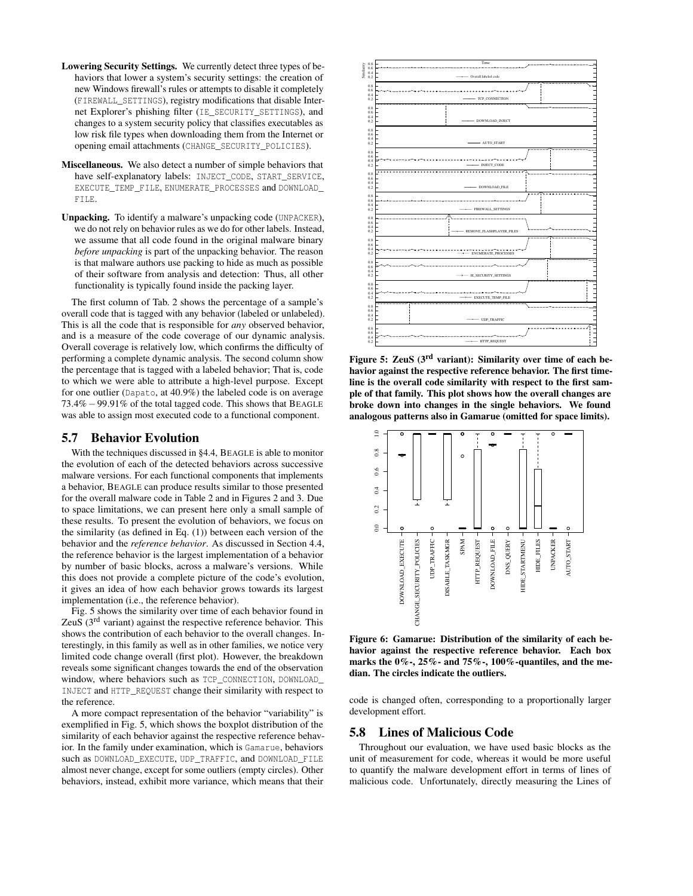**Lowering Security Settings.** We currently detect three types of behaviors that lower a system's security settings: the creation of new Windows firewall's rules or attempts to disable it completely (FIREWALL_SETTINGS), registry modifications that disable Internet Explorer's phishing filter (IE_SECURITY_SETTINGS), and changes to a system security policy that classifies executables as low risk file types when downloading them from the Internet or opening email attachments (CHANGE_SECURITY_POLICIES).

**Miscellaneous.** We also detect a number of simple behaviors that have self-explanatory labels: INJECT_CODE, START_SERVICE, EXECUTE_TEMP_FILE, ENUMERATE_PROCESSES and DOWNLOAD_FILE.

**Unpacking.** To identify a malware's unpacking code (UNPACKER), we do not rely on behavior rules as we do for other labels. Instead, we assume that all code found in the original malware binary *before unpacking* is part of the unpacking behavior. The reason is that malware authors use packing to hide as much as possible of their software from analysis and detection: Thus, all other functionality is typically found inside the packing layer.

The first column of Tab. 2 shows the percentage of a sample's overall code that is tagged with any behavior (labeled or unlabeled). This is all the code that is responsible for *any* observed behavior, and is a measure of the code coverage of our dynamic analysis. Overall coverage is relatively low, which confirms the difficulty of performing a complete dynamic analysis. The second column show the percentage that is tagged with a labeled behavior; That is, code to which we were able to attribute a high-level purpose. Except for one outlier (Dapato, at 40.9%) the labeled code is on average 73.4% – 99.91% of the total tagged code. This shows that BEAGLE was able to assign most executed code to a functional component.

## 5.7 Behavior Evolution

With the techniques discussed in §4.4, BEAGLE is able to monitor the evolution of each of the detected behaviors across successive malware versions. For each functional components that implements a behavior, BEAGLE can produce results similar to those presented for the overall malware code in Table 2 and in Figures 2 and 3. Due to space limitations, we can present here only a small sample of these results. To present the evolution of behaviors, we focus on the similarity (as defined in Eq. (1)) between each version of the behavior and the *reference behavior*. As discussed in Section 4.4, the reference behavior is the largest implementation of a behavior by number of basic blocks, across a malware's versions. While this does not provide a complete picture of the code's evolution, it gives an idea of how each behavior grows towards its largest implementation (i.e., the reference behavior).

Fig. 5 shows the similarity over time of each behavior found in ZeuS (3rd variant) against the respective reference behavior. This shows the contribution of each behavior to the overall changes. Interestingly, in this family as well as in other families, we notice very limited code change overall (first plot). However, the breakdown reveals some significant changes towards the end of the observation window, where behaviors such as TCP_CONNECTION, DOWNLOAD_INJECT and HTTP_REQUEST change their similarity with respect to the reference.

A more compact representation of the behavior "variability" is exemplified in Fig. 5, which shows the boxplot distribution of the similarity of each behavior against the respective reference behavior. In the family under examination, which is Gamarue, behaviors such as DOWNLOAD_EXECUTE, UDP_TRAFFIC, and DOWNLOAD_FILE almost never change, except for some outliers (empty circles). Other behaviors, instead, exhibit more variance, which means that their code is changed often, corresponding to a proportionally larger development effort.

**Figure 5: ZeuS (3rd variant): Similarity over time of each behavior against the respective reference behavior. The first timeline is the overall code similarity with respect to the first sample of that family. This plot shows how the overall changes are broke down into changes in the single behaviors. We found analogous patterns also in Gamarue (omitted for space limits).**

**Figure 6: Gamarue: Distribution of the similarity of each behavior against the respective reference behavior. Each box marks the 0%-, 25%- and 75%-, 100%-quantiles, and the median. The circles indicate the outliers.**

## 5.8 Lines of Malicious Code

Throughout our evaluation, we have used basic blocks as the unit of measurement for code, whereas it would be more useful to quantify the malware development effort in terms of lines of malicious code. Unfortunately, directly measuring the Lines of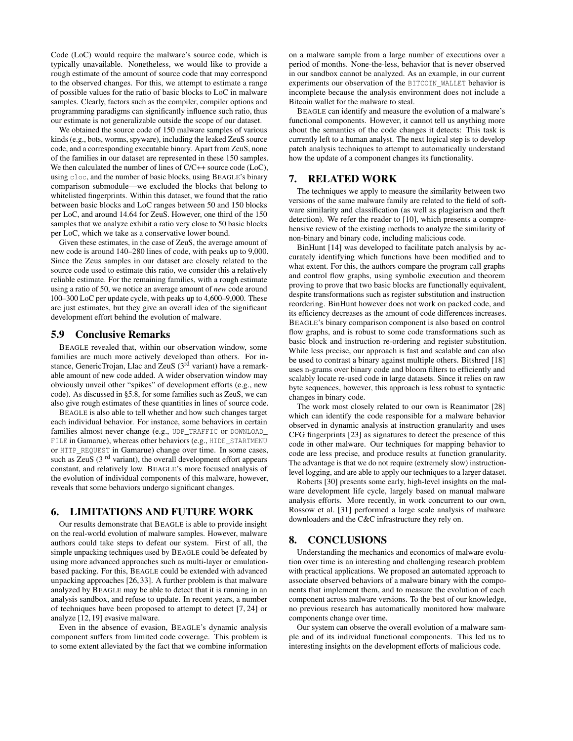Code (LoC) would require the malware's source code, which is typically unavailable. Nonetheless, we would like to provide a rough estimate of the amount of source code that may correspond to the observed changes. For this, we attempt to estimate a range of possible values for the ratio of basic blocks to LoC in malware samples. Clearly, factors such as the compiler, compiler options and programming paradigms can significantly influence such ratio, thus our estimate is not generalizable outside the scope of our dataset.

We obtained the source code of 150 malware samples of various kinds (e.g., bots, worms, spyware), including the leaked ZeuS source code, and a corresponding executable binary. Apart from ZeuS, none of the families in our dataset are represented in these 150 samples. We then calculated the number of lines of C/C++ source code (LoC), using `cloc`, and the number of basic blocks, using BEAGLE's binary comparison submodule—we excluded the blocks that belong to whitelisted fingerprints. Within this dataset, we found that the ratio between basic blocks and LoC ranges between 50 and 150 blocks per LoC, and around 14.64 for ZeuS. However, one third of the 150 samples that we analyze exhibit a ratio very close to 50 basic blocks per LoC, which we take as a conservative lower bound.

Given these estimates, in the case of ZeuS, the average amount of new code is around 140–280 lines of code, with peaks up to 9,000. Since the Zeus samples in our dataset are closely related to the source code used to estimate this ratio, we consider this a relatively reliable estimate. For the remaining families, with a rough estimate using a ratio of 50, we notice an average amount of *new* code around 100–300 LoC per update cycle, with peaks up to 4,600–9,000. These are just estimates, but they give an overall idea of the significant development effort behind the evolution of malware.

### 5.9 Conclusive Remarks

BEAGLE revealed that, within our observation window, some families are much more actively developed than others. For instance, GenericTrojan, Llac and ZeuS (3[rd] variant) have a remarkable amount of new code added. A wider observation window may obviously unveil other "spikes" of development efforts (e.g., new code). As discussed in §5.8, for some families such as ZeuS, we can also give rough estimates of these quantities in lines of source code.

BEAGLE is also able to tell whether and how such changes target each individual behavior. For instance, some behaviors in certain families almost never change (e.g., `UDP_TRAFFIC` or `DOWNLOAD_FILE` in Gamarue), whereas other behaviors (e.g., `HIDE_STARTMENU` or `HTTP_REQUEST` in Gamarue) change over time. In some cases, such as ZeuS (3[rd] variant), the overall development effort appears constant, and relatively low. BEAGLE's more focused analysis of the evolution of individual components of this malware, however, reveals that some behaviors undergo significant changes.

## 6. LIMITATIONS AND FUTURE WORK

Our results demonstrate that BEAGLE is able to provide insight on the real-world evolution of malware samples. However, malware authors could take steps to defeat our system. First of all, the simple unpacking techniques used by BEAGLE could be defeated by using more advanced approaches such as multi-layer or emulation-based packing. For this, BEAGLE could be extended with advanced unpacking approaches [26, 33]. A further problem is that malware analyzed by BEAGLE may be able to detect that it is running in an analysis sandbox, and refuse to update. In recent years, a number of techniques have been proposed to attempt to detect [7, 24] or analyze [12, 19] evasive malware.

Even in the absence of evasion, BEAGLE's dynamic analysis component suffers from limited code coverage. This problem is to some extent alleviated by the fact that we combine information on a malware sample from a large number of executions over a period of months. None-the-less, behavior that is never observed in our sandbox cannot be analyzed. As an example, in our current experiments our observation of the `BITCOIN_WALLET` behavior is incomplete because the analysis environment does not include a Bitcoin wallet for the malware to steal.

BEAGLE can identify and measure the evolution of a malware's functional components. However, it cannot tell us anything more about the semantics of the code changes it detects: This task is currently left to a human analyst. The next logical step is to develop patch analysis techniques to attempt to automatically understand how the update of a component changes its functionality.

## 7. RELATED WORK

The techniques we apply to measure the similarity between two versions of the same malware family are related to the field of software similarity and classification (as well as plagiarism and theft detection). We refer the reader to [10], which presents a comprehensive review of the existing methods to analyze the similarity of non-binary and binary code, including malicious code.

BinHunt [14] was developed to facilitate patch analysis by accurately identifying which functions have been modified and to what extent. For this, the authors compare the program call graphs and control flow graphs, using symbolic execution and theorem proving to prove that two basic blocks are functionally equivalent, despite transformations such as register substitution and instruction reordering. BinHunt however does not work on packed code, and its efficiency decreases as the amount of code differences increases. BEAGLE's binary comparison component is also based on control flow graphs, and is robust to some code transformations such as basic block and instruction re-ordering and register substitution. While less precise, our approach is fast and scalable and can also be used to contrast a binary against multiple others. Bitshred [18] uses n-grams over binary code and bloom filters to efficiently and scalably locate re-used code in large datasets. Since it relies on raw byte sequences, however, this approach is less robust to syntactic changes in binary code.

The work most closely related to our own is Reanimator [28] which can identify the code responsible for a malware behavior observed in dynamic analysis at instruction granularity and uses CFG fingerprints [23] as signatures to detect the presence of this code in other malware. Our techniques for mapping behavior to code are less precise, and produce results at function granularity. The advantage is that we do not require (extremely slow) instruction-level logging, and are able to apply our techniques to a larger dataset.

Roberts [30] presents some early, high-level insights on the malware development life cycle, largely based on manual malware analysis efforts. More recently, in work concurrent to our own, Rossow et al. [31] performed a large scale analysis of malware downloaders and the C&C infrastructure they rely on.

## 8. CONCLUSIONS

Understanding the mechanics and economics of malware evolution over time is an interesting and challenging research problem with practical applications. We proposed an automated approach to associate observed behaviors of a malware binary with the components that implement them, and to measure the evolution of each component across malware versions. To the best of our knowledge, no previous research has automatically monitored how malware components change over time.

Our system can observe the overall evolution of a malware sample and of its individual functional components. This led us to interesting insights on the development efforts of malicious code.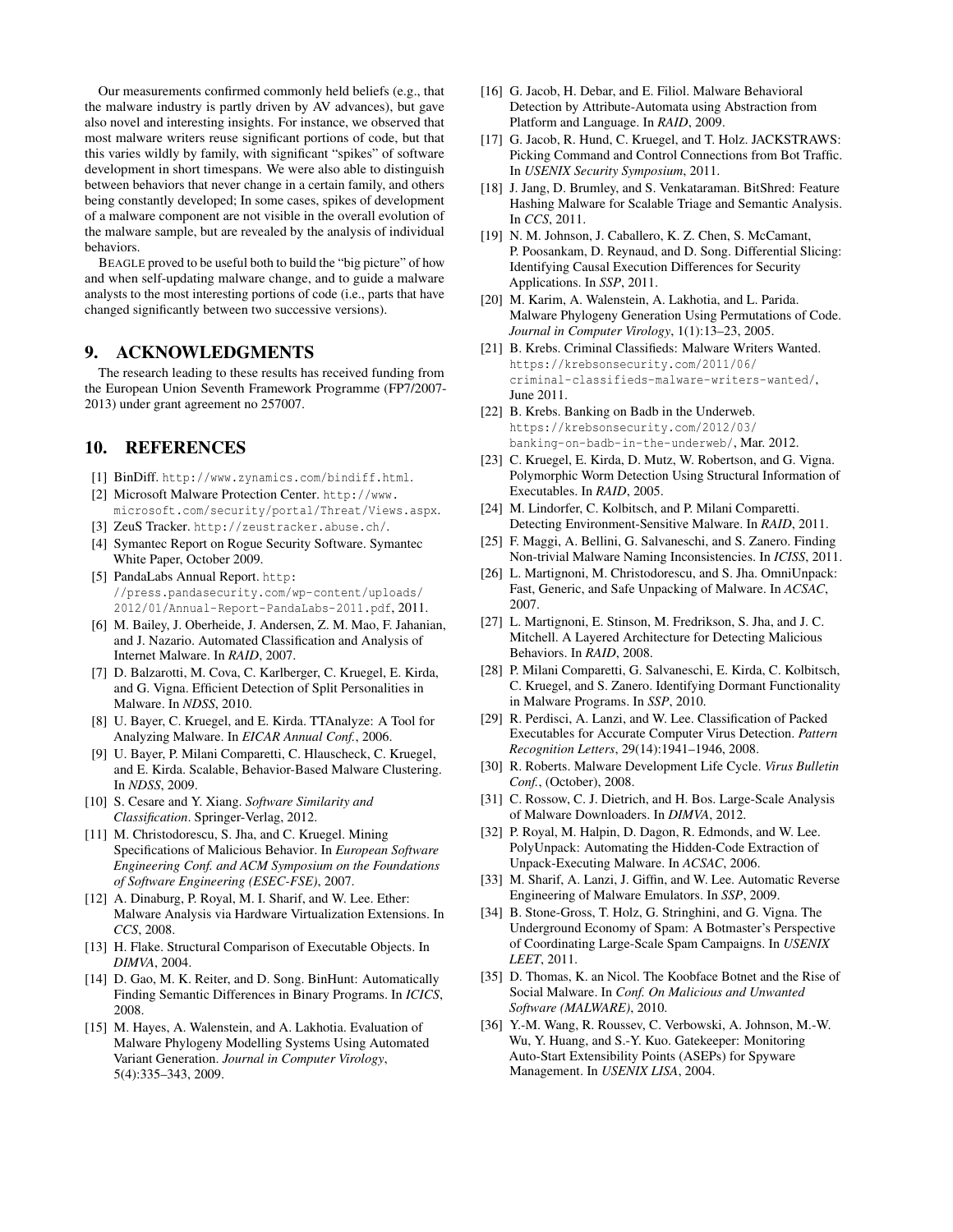Our measurements confirmed commonly held beliefs (e.g., that the malware industry is partly driven by AV advances), but gave also novel and interesting insights. For instance, we observed that most malware writers reuse significant portions of code, but that this varies wildly by family, with significant "spikes" of software development in short timespans. We were also able to distinguish between behaviors that never change in a certain family, and others being constantly developed; In some cases, spikes of development of a malware component are not visible in the overall evolution of the malware sample, but are revealed by the analysis of individual behaviors.

BEAGLE proved to be useful both to build the "big picture" of how and when self-updating malware change, and to guide a malware analysts to the most interesting portions of code (i.e., parts that have changed significantly between two successive versions).

## 9. ACKNOWLEDGMENTS

The research leading to these results has received funding from the European Union Seventh Framework Programme (FP7/2007-2013) under grant agreement no 257007.

## 10. REFERENCES

[1] BinDiff. http://www.zynamics.com/bindiff.html.

[2] Microsoft Malware Protection Center. http://www.microsoft.com/security/portal/Threat/Views.aspx.

[3] ZeuS Tracker. http://zeustracker.abuse.ch/.

[4] Symantec Report on Rogue Security Software. Symantec White Paper, October 2009.

[5] PandaLabs Annual Report. http://press.pandasecurity.com/wp-content/uploads/2012/01/Annual-Report-PandaLabs-2011.pdf, 2011.

[6] M. Bailey, J. Oberheide, J. Andersen, Z. M. Mao, F. Jahanian, and J. Nazario. Automated Classification and Analysis of Internet Malware. In *RAID*, 2007.

[7] D. Balzarotti, M. Cova, C. Karlberger, C. Kruegel, E. Kirda, and G. Vigna. Efficient Detection of Split Personalities in Malware. In *NDSS*, 2010.

[8] U. Bayer, C. Kruegel, and E. Kirda. TTAnalyze: A Tool for Analyzing Malware. In *EICAR Annual Conf.*, 2006.

[9] U. Bayer, P. Milani Comparetti, C. Hlauscheck, C. Kruegel, and E. Kirda. Scalable, Behavior-Based Malware Clustering. In *NDSS*, 2009.

[10] S. Cesare and Y. Xiang. *Software Similarity and Classification*. Springer-Verlag, 2012.

[11] M. Christodorescu, S. Jha, and C. Kruegel. Mining Specifications of Malicious Behavior. In *European Software Engineering Conf. and ACM Symposium on the Foundations of Software Engineering (ESEC-FSE)*, 2007.

[12] A. Dinaburg, P. Royal, M. I. Sharif, and W. Lee. Ether: Malware Analysis via Hardware Virtualization Extensions. In *CCS*, 2008.

[13] H. Flake. Structural Comparison of Executable Objects. In *DIMVA*, 2004.

[14] D. Gao, M. K. Reiter, and D. Song. BinHunt: Automatically Finding Semantic Differences in Binary Programs. In *ICICS*, 2008.

[15] M. Hayes, A. Walenstein, and A. Lakhotia. Evaluation of Malware Phylogeny Modelling Systems Using Automated Variant Generation. *Journal in Computer Virology*, 5(4):335–343, 2009.

[16] G. Jacob, H. Debar, and E. Filiol. Malware Behavioral Detection by Attribute-Automata using Abstraction from Platform and Language. In *RAID*, 2009.

[17] G. Jacob, R. Hund, C. Kruegel, and T. Holz. JACKSTRAWS: Picking Command and Control Connections from Bot Traffic. In *USENIX Security Symposium*, 2011.

[18] J. Jang, D. Brumley, and S. Venkataraman. BitShred: Feature Hashing Malware for Scalable Triage and Semantic Analysis. In *CCS*, 2011.

[19] N. M. Johnson, J. Caballero, K. Z. Chen, S. McCamant, P. Poosankam, D. Reynaud, and D. Song. Differential Slicing: Identifying Causal Execution Differences for Security Applications. In *SSP*, 2011.

[20] M. Karim, A. Walenstein, A. Lakhotia, and L. Parida. Malware Phylogeny Generation Using Permutations of Code. *Journal in Computer Virology*, 1(1):13–23, 2005.

[21] B. Krebs. Criminal Classifieds: Malware Writers Wanted. https://krebsonsecurity.com/2011/06/criminal-classifieds-malware-writers-wanted/, June 2011.

[22] B. Krebs. Banking on Badb in the Underweb. https://krebsonsecurity.com/2012/03/banking-on-badb-in-the-underweb/, Mar. 2012.

[23] C. Kruegel, E. Kirda, D. Mutz, W. Robertson, and G. Vigna. Polymorphic Worm Detection Using Structural Information of Executables. In *RAID*, 2005.

[24] M. Lindorfer, C. Kolbitsch, and P. Milani Comparetti. Detecting Environment-Sensitive Malware. In *RAID*, 2011.

[25] F. Maggi, A. Bellini, G. Salvaneschi, and S. Zanero. Finding Non-trivial Malware Naming Inconsistencies. In *ICISS*, 2011.

[26] L. Martignoni, M. Christodorescu, and S. Jha. OmniUnpack: Fast, Generic, and Safe Unpacking of Malware. In *ACSAC*, 2007.

[27] L. Martignoni, E. Stinson, M. Fredrikson, S. Jha, and J. C. Mitchell. A Layered Architecture for Detecting Malicious Behaviors. In *RAID*, 2008.

[28] P. Milani Comparetti, G. Salvaneschi, E. Kirda, C. Kolbitsch, C. Kruegel, and S. Zanero. Identifying Dormant Functionality in Malware Programs. In *SSP*, 2010.

[29] R. Perdisci, A. Lanzi, and W. Lee. Classification of Packed Executables for Accurate Computer Virus Detection. *Pattern Recognition Letters*, 29(14):1941–1946, 2008.

[30] R. Roberts. Malware Development Life Cycle. *Virus Bulletin Conf.*, (October), 2008.

[31] C. Rossow, C. J. Dietrich, and H. Bos. Large-Scale Analysis of Malware Downloaders. In *DIMVA*, 2012.

[32] P. Royal, M. Halpin, D. Dagon, R. Edmonds, and W. Lee. PolyUnpack: Automating the Hidden-Code Extraction of Unpack-Executing Malware. In *ACSAC*, 2006.

[33] M. Sharif, A. Lanzi, J. Giffin, and W. Lee. Automatic Reverse Engineering of Malware Emulators. In *SSP*, 2009.

[34] B. Stone-Gross, T. Holz, G. Stringhini, and G. Vigna. The Underground Economy of Spam: A Botmaster's Perspective of Coordinating Large-Scale Spam Campaigns. In *USENIX LEET*, 2011.

[35] D. Thomas, K. an Nicol. The Koobface Botnet and the Rise of Social Malware. In *Conf. On Malicious and Unwanted Software (MALWARE)*, 2010.

[36] Y.-M. Wang, R. Roussev, C. Verbowski, A. Johnson, M.-W. Wu, Y. Huang, and S.-Y. Kuo. Gatekeeper: Monitoring Auto-Start Extensibility Points (ASEPs) for Spyware Management. In *USENIX LISA*, 2004.